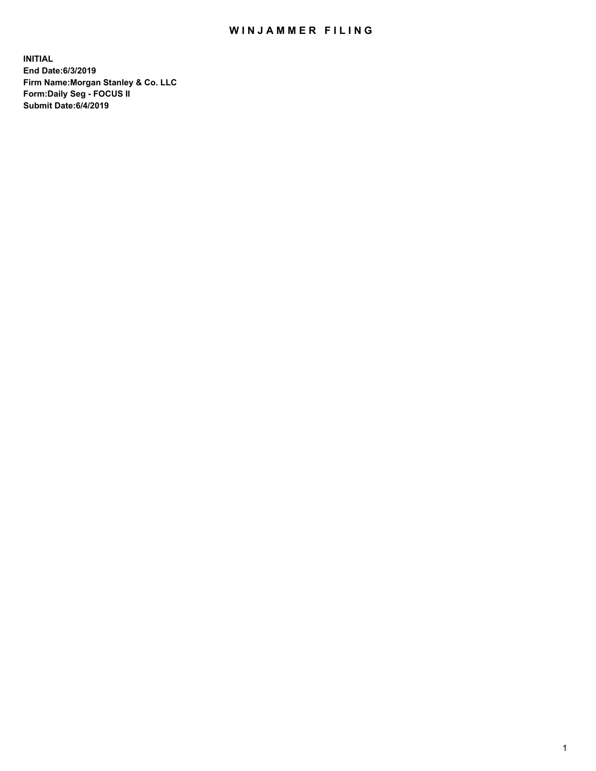# WINJAMMER FILING

**INITIAL**
**End Date:6/3/2019**
**Firm Name:Morgan Stanley & Co. LLC**
**Form:Daily Seg - FOCUS II**
**Submit Date:6/4/2019**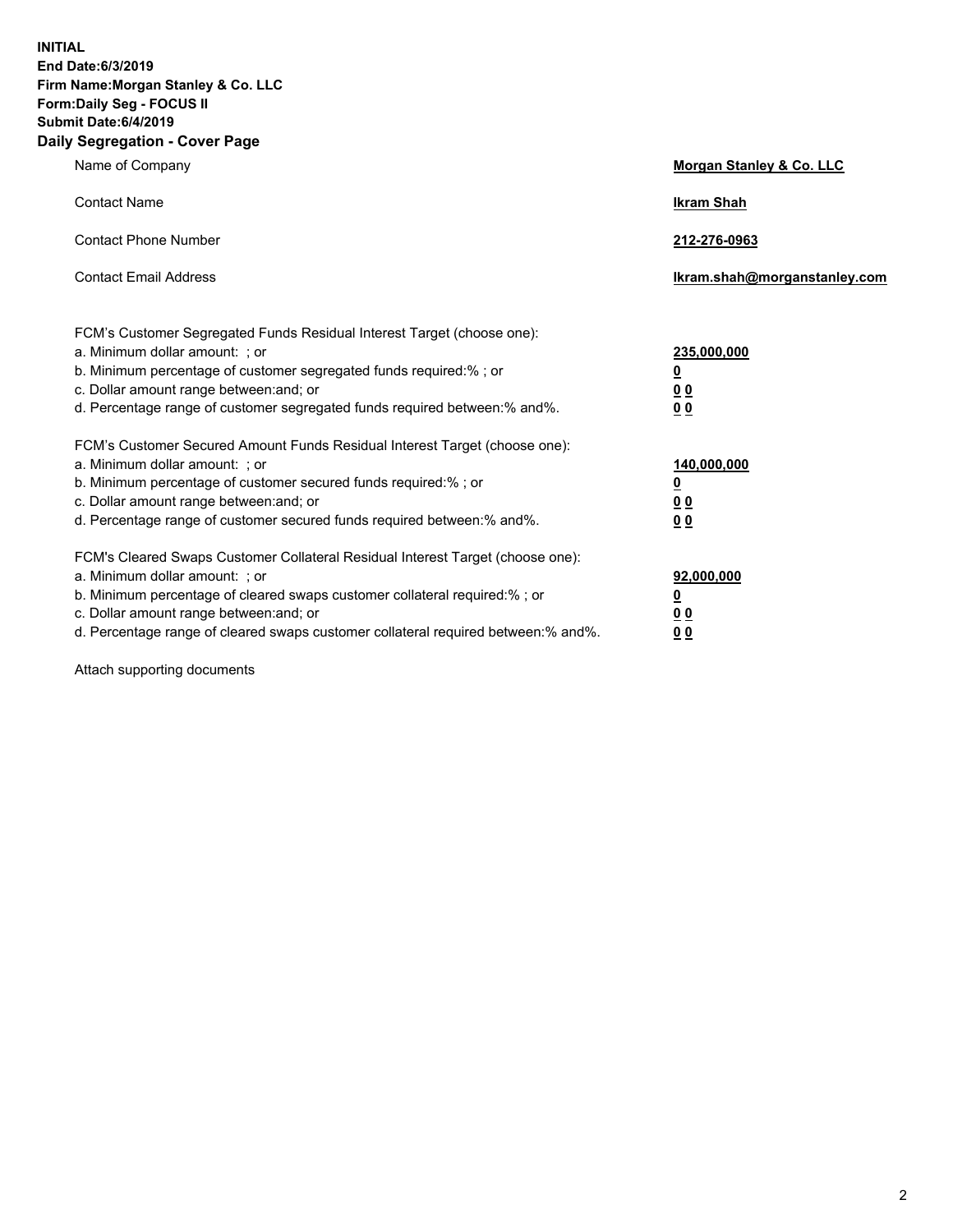**INITIAL**
**End Date:6/3/2019**
**Firm Name:Morgan Stanley & Co. LLC**
**Form:Daily Seg - FOCUS II**
**Submit Date:6/4/2019**
**Daily Segregation - Cover Page**

| | |
|---|---|
| Name of Company | **Morgan Stanley & Co. LLC** |
| Contact Name | **Ikram Shah** |
| Contact Phone Number | **212-276-0963** |
| Contact Email Address | **Ikram.shah@morganstanley.com** |

| | |
|---|---|
| FCM's Customer Segregated Funds Residual Interest Target (choose one): | |
| a. Minimum dollar amount: ; or | **235,000,000** |
| b. Minimum percentage of customer segregated funds required:% ; or | **0** |
| c. Dollar amount range between:and; or | **0 0** |
| d. Percentage range of customer segregated funds required between:% and%. | **0 0** |
| FCM's Customer Secured Amount Funds Residual Interest Target (choose one): | |
| a. Minimum dollar amount: ; or | **140,000,000** |
| b. Minimum percentage of customer secured funds required:% ; or | **0** |
| c. Dollar amount range between:and; or | **0 0** |
| d. Percentage range of customer secured funds required between:% and%. | **0 0** |
| FCM's Cleared Swaps Customer Collateral Residual Interest Target (choose one): | |
| a. Minimum dollar amount: ; or | **92,000,000** |
| b. Minimum percentage of cleared swaps customer collateral required:% ; or | **0** |
| c. Dollar amount range between:and; or | **0 0** |
| d. Percentage range of cleared swaps customer collateral required between:% and%. | **0 0** |

Attach supporting documents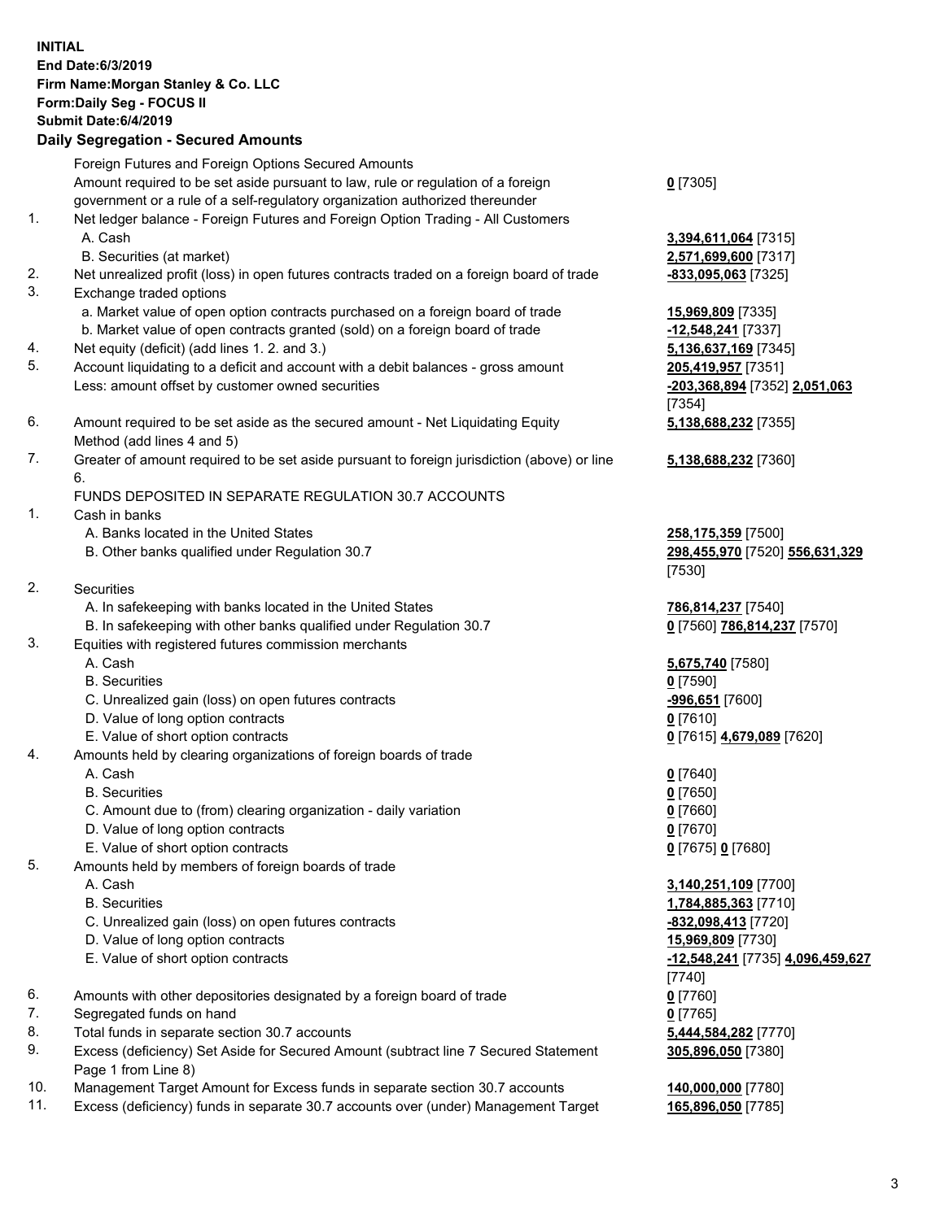**INITIAL**
**End Date:6/3/2019**
**Firm Name:Morgan Stanley & Co. LLC**
**Form:Daily Seg - FOCUS II**
**Submit Date:6/4/2019**

## Daily Segregation - Secured Amounts

| | | |
|---|---|---|
| | Foreign Futures and Foreign Options Secured Amounts | |
| | Amount required to be set aside pursuant to law, rule or regulation of a foreign government or a rule of a self-regulatory organization authorized thereunder | **0** [7305] |
| 1. | Net ledger balance - Foreign Futures and Foreign Option Trading - All Customers | |
| | A. Cash | **3,394,611,064** [7315] |
| | B. Securities (at market) | **2,571,699,600** [7317] |
| 2. | Net unrealized profit (loss) in open futures contracts traded on a foreign board of trade | **-833,095,063** [7325] |
| 3. | Exchange traded options | |
| | a. Market value of open option contracts purchased on a foreign board of trade | **15,969,809** [7335] |
| | b. Market value of open contracts granted (sold) on a foreign board of trade | **-12,548,241** [7337] |
| 4. | Net equity (deficit) (add lines 1. 2. and 3.) | **5,136,637,169** [7345] |
| 5. | Account liquidating to a deficit and account with a debit balances - gross amount | **205,419,957** [7351] |
| | Less: amount offset by customer owned securities | **-203,368,894** [7352] **2,051,063** [7354] |
| 6. | Amount required to be set aside as the secured amount - Net Liquidating Equity Method (add lines 4 and 5) | **5,138,688,232** [7355] |
| 7. | Greater of amount required to be set aside pursuant to foreign jurisdiction (above) or line 6. | **5,138,688,232** [7360] |
| | FUNDS DEPOSITED IN SEPARATE REGULATION 30.7 ACCOUNTS | |
| 1. | Cash in banks | |
| | A. Banks located in the United States | **258,175,359** [7500] |
| | B. Other banks qualified under Regulation 30.7 | **298,455,970** [7520] **556,631,329** [7530] |
| 2. | Securities | |
| | A. In safekeeping with banks located in the United States | **786,814,237** [7540] |
| | B. In safekeeping with other banks qualified under Regulation 30.7 | **0** [7560] **786,814,237** [7570] |
| 3. | Equities with registered futures commission merchants | |
| | A. Cash | **5,675,740** [7580] |
| | B. Securities | **0** [7590] |
| | C. Unrealized gain (loss) on open futures contracts | **-996,651** [7600] |
| | D. Value of long option contracts | **0** [7610] |
| | E. Value of short option contracts | **0** [7615] **4,679,089** [7620] |
| 4. | Amounts held by clearing organizations of foreign boards of trade | |
| | A. Cash | **0** [7640] |
| | B. Securities | **0** [7650] |
| | C. Amount due to (from) clearing organization - daily variation | **0** [7660] |
| | D. Value of long option contracts | **0** [7670] |
| | E. Value of short option contracts | **0** [7675] **0** [7680] |
| 5. | Amounts held by members of foreign boards of trade | |
| | A. Cash | **3,140,251,109** [7700] |
| | B. Securities | **1,784,885,363** [7710] |
| | C. Unrealized gain (loss) on open futures contracts | **-832,098,413** [7720] |
| | D. Value of long option contracts | **15,969,809** [7730] |
| | E. Value of short option contracts | **-12,548,241** [7735] **4,096,459,627** [7740] |
| 6. | Amounts with other depositories designated by a foreign board of trade | **0** [7760] |
| 7. | Segregated funds on hand | **0** [7765] |
| 8. | Total funds in separate section 30.7 accounts | **5,444,584,282** [7770] |
| 9. | Excess (deficiency) Set Aside for Secured Amount (subtract line 7 Secured Statement Page 1 from Line 8) | **305,896,050** [7380] |
| 10. | Management Target Amount for Excess funds in separate section 30.7 accounts | **140,000,000** [7780] |
| 11. | Excess (deficiency) funds in separate 30.7 accounts over (under) Management Target | **165,896,050** [7785] |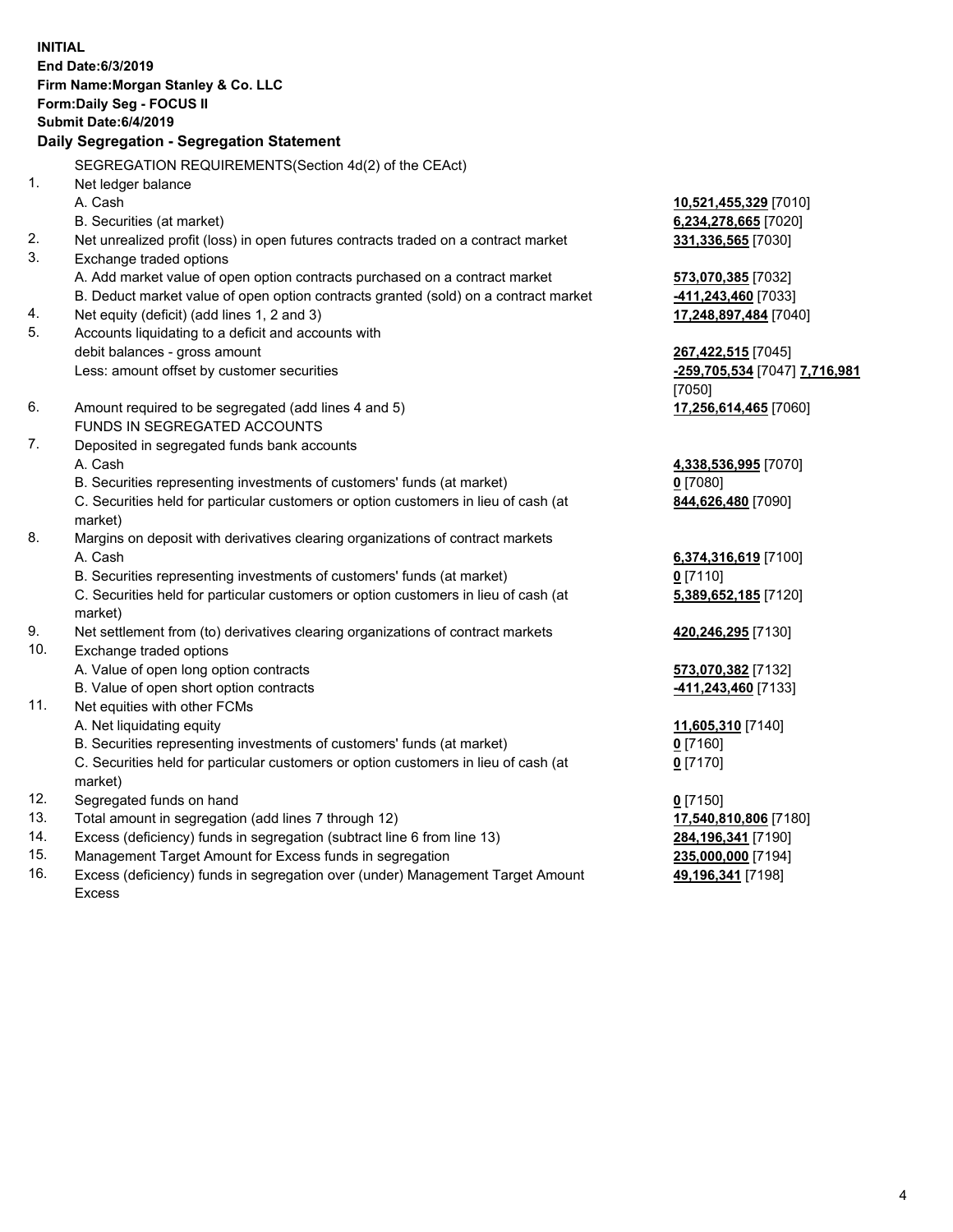**INITIAL**
**End Date:6/3/2019**
**Firm Name:Morgan Stanley & Co. LLC**
**Form:Daily Seg - FOCUS II**
**Submit Date:6/4/2019**

### Daily Segregation - Segregation Statement

SEGREGATION REQUIREMENTS(Section 4d(2) of the CEAct)

| | | |
|---|---|---|
| 1. | Net ledger balance | |
| | A. Cash | **10,521,455,329** [7010] |
| | B. Securities (at market) | **6,234,278,665** [7020] |
| 2. | Net unrealized profit (loss) in open futures contracts traded on a contract market | **331,336,565** [7030] |
| 3. | Exchange traded options | |
| | A. Add market value of open option contracts purchased on a contract market | **573,070,385** [7032] |
| | B. Deduct market value of open option contracts granted (sold) on a contract market | **-411,243,460** [7033] |
| 4. | Net equity (deficit) (add lines 1, 2 and 3) | **17,248,897,484** [7040] |
| 5. | Accounts liquidating to a deficit and accounts with debit balances - gross amount | **267,422,515** [7045] |
| | Less: amount offset by customer securities | **-259,705,534** [7047] **7,716,981** [7050] |
| 6. | Amount required to be segregated (add lines 4 and 5) | **17,256,614,465** [7060] |
| | FUNDS IN SEGREGATED ACCOUNTS | |
| 7. | Deposited in segregated funds bank accounts | |
| | A. Cash | **4,338,536,995** [7070] |
| | B. Securities representing investments of customers' funds (at market) | **0** [7080] |
| | C. Securities held for particular customers or option customers in lieu of cash (at market) | **844,626,480** [7090] |
| 8. | Margins on deposit with derivatives clearing organizations of contract markets | |
| | A. Cash | **6,374,316,619** [7100] |
| | B. Securities representing investments of customers' funds (at market) | **0** [7110] |
| | C. Securities held for particular customers or option customers in lieu of cash (at market) | **5,389,652,185** [7120] |
| 9. | Net settlement from (to) derivatives clearing organizations of contract markets | **420,246,295** [7130] |
| 10. | Exchange traded options | |
| | A. Value of open long option contracts | **573,070,382** [7132] |
| | B. Value of open short option contracts | **-411,243,460** [7133] |
| 11. | Net equities with other FCMs | |
| | A. Net liquidating equity | **11,605,310** [7140] |
| | B. Securities representing investments of customers' funds (at market) | **0** [7160] |
| | C. Securities held for particular customers or option customers in lieu of cash (at market) | **0** [7170] |
| 12. | Segregated funds on hand | **0** [7150] |
| 13. | Total amount in segregation (add lines 7 through 12) | **17,540,810,806** [7180] |
| 14. | Excess (deficiency) funds in segregation (subtract line 6 from line 13) | **284,196,341** [7190] |
| 15. | Management Target Amount for Excess funds in segregation | **235,000,000** [7194] |
| 16. | Excess (deficiency) funds in segregation over (under) Management Target Amount Excess | **49,196,341** [7198] |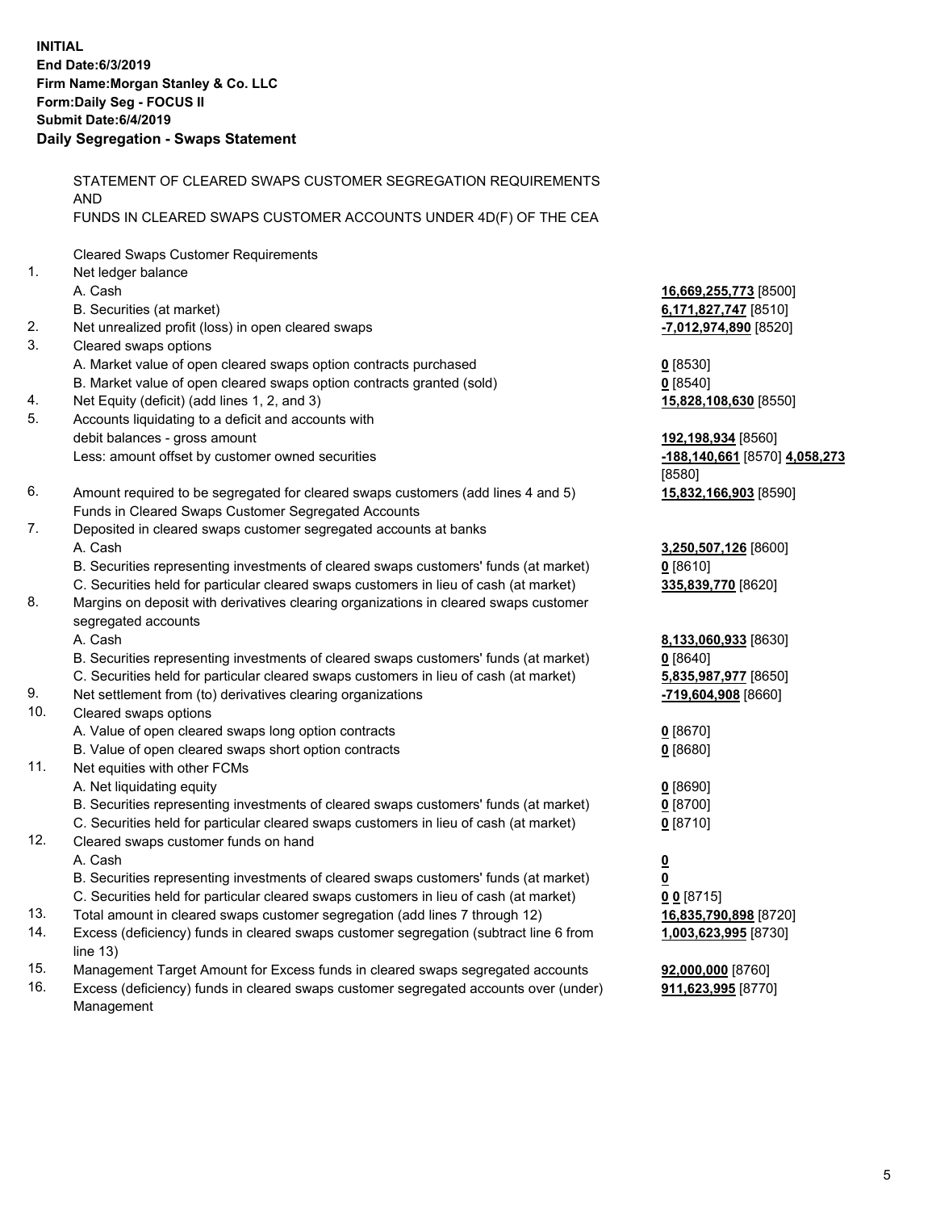**INITIAL**
**End Date:6/3/2019**
**Firm Name:Morgan Stanley & Co. LLC**
**Form:Daily Seg - FOCUS II**
**Submit Date:6/4/2019**
**Daily Segregation - Swaps Statement**

STATEMENT OF CLEARED SWAPS CUSTOMER SEGREGATION REQUIREMENTS AND FUNDS IN CLEARED SWAPS CUSTOMER ACCOUNTS UNDER 4D(F) OF THE CEA

| | | |
|---|---|---|
| | Cleared Swaps Customer Requirements | |
| 1. | Net ledger balance | |
| | A. Cash | **16,669,255,773** [8500] |
| | B. Securities (at market) | **6,171,827,747** [8510] |
| 2. | Net unrealized profit (loss) in open cleared swaps | **-7,012,974,890** [8520] |
| 3. | Cleared swaps options | |
| | A. Market value of open cleared swaps option contracts purchased | **0** [8530] |
| | B. Market value of open cleared swaps option contracts granted (sold) | **0** [8540] |
| 4. | Net Equity (deficit) (add lines 1, 2, and 3) | **15,828,108,630** [8550] |
| 5. | Accounts liquidating to a deficit and accounts with debit balances - gross amount | **192,198,934** [8560] |
| | Less: amount offset by customer owned securities | **-188,140,661** [8570] **4,058,273** [8580] |
| 6. | Amount required to be segregated for cleared swaps customers (add lines 4 and 5) | **15,832,166,903** [8590] |
| | Funds in Cleared Swaps Customer Segregated Accounts | |
| 7. | Deposited in cleared swaps customer segregated accounts at banks | |
| | A. Cash | **3,250,507,126** [8600] |
| | B. Securities representing investments of cleared swaps customers' funds (at market) | **0** [8610] |
| | C. Securities held for particular cleared swaps customers in lieu of cash (at market) | **335,839,770** [8620] |
| 8. | Margins on deposit with derivatives clearing organizations in cleared swaps customer segregated accounts | |
| | A. Cash | **8,133,060,933** [8630] |
| | B. Securities representing investments of cleared swaps customers' funds (at market) | **0** [8640] |
| | C. Securities held for particular cleared swaps customers in lieu of cash (at market) | **5,835,987,977** [8650] |
| 9. | Net settlement from (to) derivatives clearing organizations | **-719,604,908** [8660] |
| 10. | Cleared swaps options | |
| | A. Value of open cleared swaps long option contracts | **0** [8670] |
| | B. Value of open cleared swaps short option contracts | **0** [8680] |
| 11. | Net equities with other FCMs | |
| | A. Net liquidating equity | **0** [8690] |
| | B. Securities representing investments of cleared swaps customers' funds (at market) | **0** [8700] |
| | C. Securities held for particular cleared swaps customers in lieu of cash (at market) | **0** [8710] |
| 12. | Cleared swaps customer funds on hand | |
| | A. Cash | **0** |
| | B. Securities representing investments of cleared swaps customers' funds (at market) | **0** |
| | C. Securities held for particular cleared swaps customers in lieu of cash (at market) | **0** **0** [8715] |
| 13. | Total amount in cleared swaps customer segregation (add lines 7 through 12) | **16,835,790,898** [8720] |
| 14. | Excess (deficiency) funds in cleared swaps customer segregation (subtract line 6 from line 13) | **1,003,623,995** [8730] |
| 15. | Management Target Amount for Excess funds in cleared swaps segregated accounts | **92,000,000** [8760] |
| 16. | Excess (deficiency) funds in cleared swaps customer segregated accounts over (under) Management | **911,623,995** [8770] |